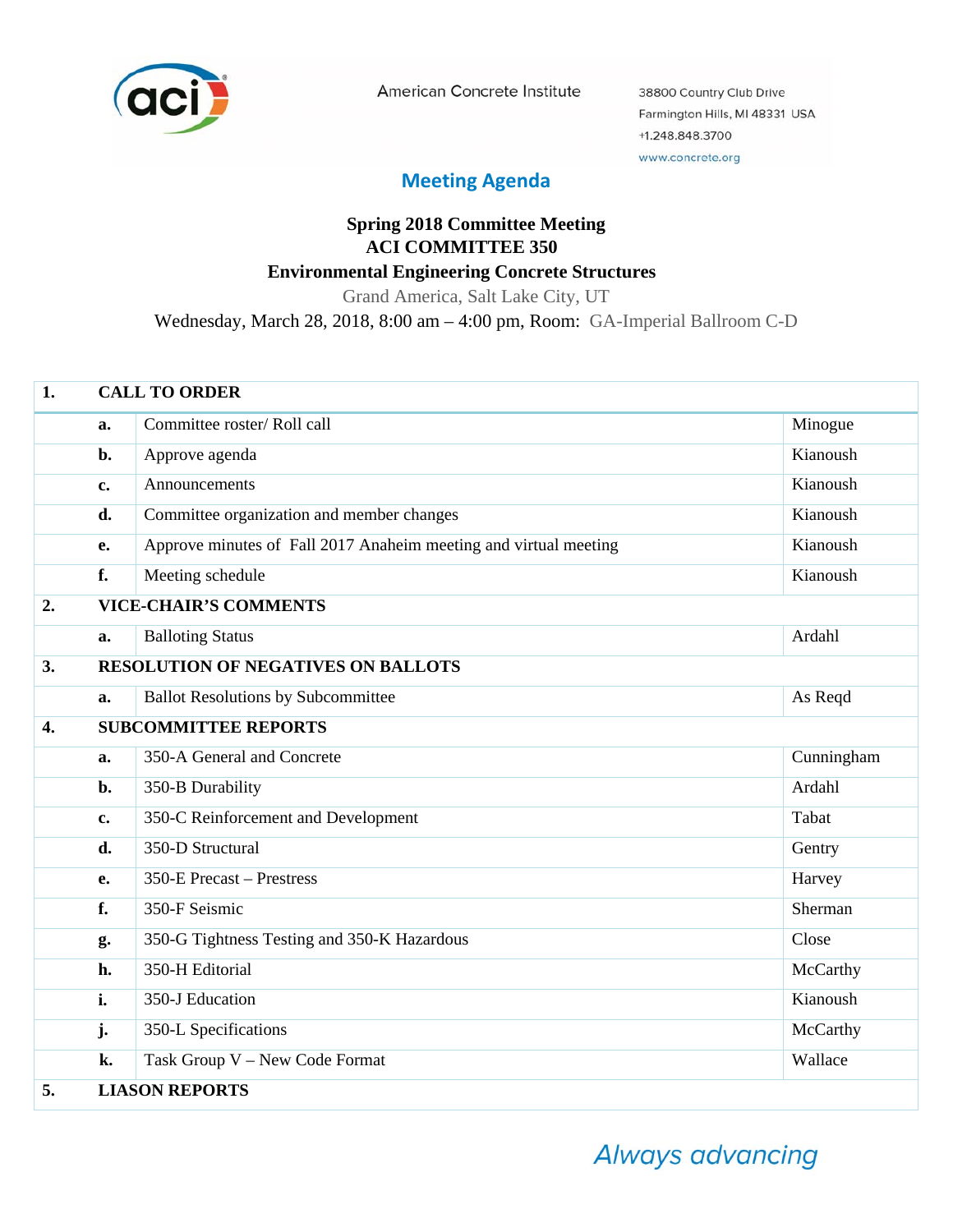American Concrete Institute

38800 Country Club Drive
Farmington Hills, MI 48331 USA
+1.248.848.3700
www.concrete.org

## Meeting Agenda

**Spring 2018 Committee Meeting**
**ACI COMMITTEE 350**
**Environmental Engineering Concrete Structures**

Grand America, Salt Lake City, UT
Wednesday, March 28, 2018, 8:00 am – 4:00 pm, Room: GA-Imperial Ballroom C-D

| | | | |
|---|---|---|---|
| **1.** | **CALL TO ORDER** | | |
| | **a.** | Committee roster/ Roll call | Minogue |
| | **b.** | Approve agenda | Kianoush |
| | **c.** | Announcements | Kianoush |
| | **d.** | Committee organization and member changes | Kianoush |
| | **e.** | Approve minutes of Fall 2017 Anaheim meeting and virtual meeting | Kianoush |
| | **f.** | Meeting schedule | Kianoush |
| **2.** | **VICE-CHAIR'S COMMENTS** | | |
| | **a.** | Balloting Status | Ardahl |
| **3.** | **RESOLUTION OF NEGATIVES ON BALLOTS** | | |
| | **a.** | Ballot Resolutions by Subcommittee | As Reqd |
| **4.** | **SUBCOMMITTEE REPORTS** | | |
| | **a.** | 350-A General and Concrete | Cunningham |
| | **b.** | 350-B Durability | Ardahl |
| | **c.** | 350-C Reinforcement and Development | Tabat |
| | **d.** | 350-D Structural | Gentry |
| | **e.** | 350-E Precast – Prestress | Harvey |
| | **f.** | 350-F Seismic | Sherman |
| | **g.** | 350-G Tightness Testing and 350-K Hazardous | Close |
| | **h.** | 350-H Editorial | McCarthy |
| | **i.** | 350-J Education | Kianoush |
| | **j.** | 350-L Specifications | McCarthy |
| | **k.** | Task Group V – New Code Format | Wallace |
| **5.** | **LIASON REPORTS** | | |

*Always advancing*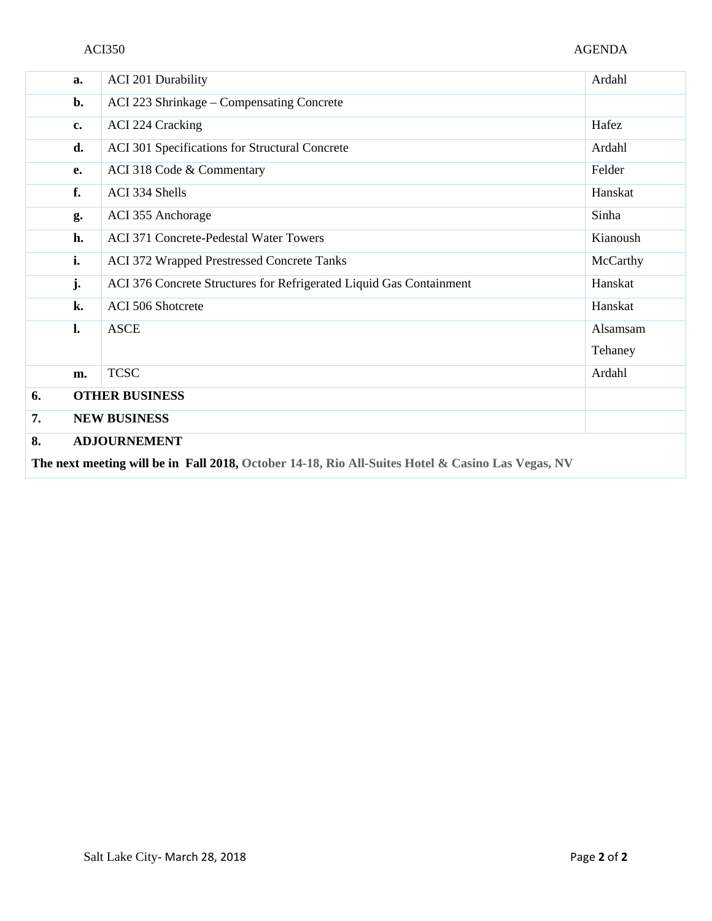| | | | |
|---|---|---|---|
| | **a.** | ACI 201 Durability | Ardahl |
| | **b.** | ACI 223 Shrinkage – Compensating Concrete | |
| | **c.** | ACI 224 Cracking | Hafez |
| | **d.** | ACI 301 Specifications for Structural Concrete | Ardahl |
| | **e.** | ACI 318 Code & Commentary | Felder |
| | **f.** | ACI 334 Shells | Hanskat |
| | **g.** | ACI 355 Anchorage | Sinha |
| | **h.** | ACI 371 Concrete-Pedestal Water Towers | Kianoush |
| | **i.** | ACI 372 Wrapped Prestressed Concrete Tanks | McCarthy |
| | **j.** | ACI 376 Concrete Structures for Refrigerated Liquid Gas Containment | Hanskat |
| | **k.** | ACI 506 Shotcrete | Hanskat |
| | **l.** | ASCE | Alsamsam<br>Tehaney |
| | **m.** | TCSC | Ardahl |
| **6.** | **OTHER BUSINESS** | | |
| **7.** | **NEW BUSINESS** | | |
| **8.** | **ADJOURNEMENT** | | |

**The next meeting will be in Fall 2018, October 14-18, Rio All-Suites Hotel & Casino Las Vegas, NV**